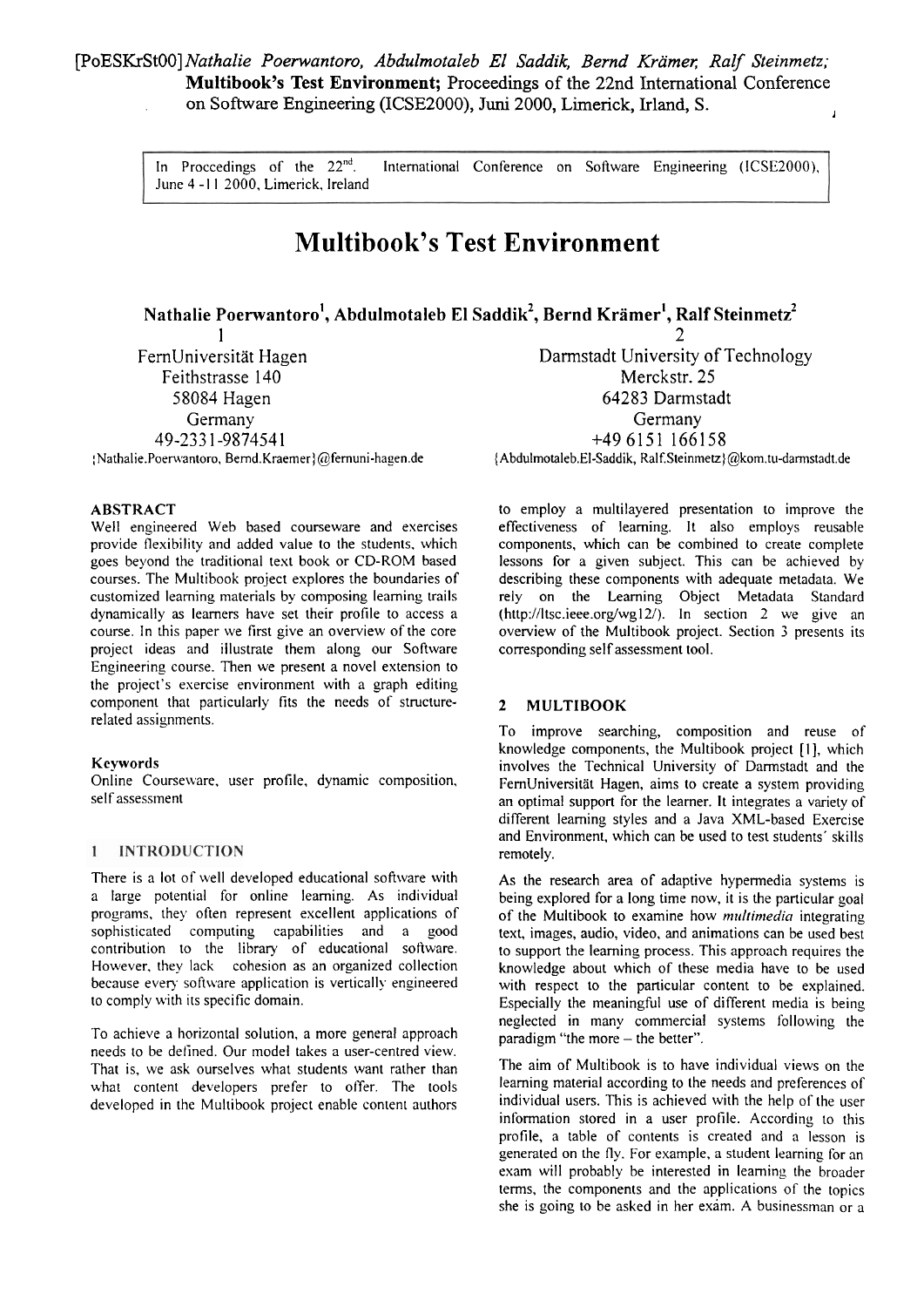[PoESKrSt00]*Nathalie Poerwantoro, Abdulmotaleb El Saddik, Bernd Krämer, Ralf Steinmetz;* **Multibook's Test Environment;** Proceedings of the 22nd International Conference on Software Engineering (ICSE2000), Juni 2000, Limerick, Irland, S.

In Proccedings of the 22[nd]. International Conference on Software Engineering (ICSE2000), June 4 -11 2000, Limerick, Ireland

# Multibook's Test Environment

**Nathalie Poerwantoro[1], Abdulmotaleb El Saddik[2], Bernd Krämer[1], Ralf Steinmetz[2]**

1
FernUniversität Hagen
Feithstrasse 140
58084 Hagen
Germany
49-2331-9874541
{Nathalie.Poerwantoro, Bernd.Kraemer}@fernuni-hagen.de

2
Darmstadt University of Technology
Merckstr. 25
64283 Darmstadt
Germany
+49 6151 166158
{Abdulmotaleb.El-Saddik, Ralf.Steinmetz}@kom.tu-darmstadt.de

## ABSTRACT

Well engineered Web based courseware and exercises provide flexibility and added value to the students, which goes beyond the traditional text book or CD-ROM based courses. The Multibook project explores the boundaries of customized learning materials by composing learning trails dynamically as learners have set their profile to access a course. In this paper we first give an overview of the core project ideas and illustrate them along our Software Engineering course. Then we present a novel extension to the project's exercise environment with a graph editing component that particularly fits the needs of structure-related assignments.

### Keywords

Online Courseware, user profile, dynamic composition, self assessment

## 1 INTRODUCTION

There is a lot of well developed educational software with a large potential for online learning. As individual programs, they often represent excellent applications of sophisticated computing capabilities and a good contribution to the library of educational software. However, they lack cohesion as an organized collection because every software application is vertically engineered to comply with its specific domain.

To achieve a horizontal solution, a more general approach needs to be defined. Our model takes a user-centred view. That is, we ask ourselves what students want rather than what content developers prefer to offer. The tools developed in the Multibook project enable content authors to employ a multilayered presentation to improve the effectiveness of learning. It also employs reusable components, which can be combined to create complete lessons for a given subject. This can be achieved by describing these components with adequate metadata. We rely on the Learning Object Metadata Standard (http://ltsc.ieee.org/wg12/). In section 2 we give an overview of the Multibook project. Section 3 presents its corresponding self assessment tool.

## 2 MULTIBOOK

To improve searching, composition and reuse of knowledge components, the Multibook project [1], which involves the Technical University of Darmstadt and the FernUniversität Hagen, aims to create a system providing an optimal support for the learner. It integrates a variety of different learning styles and a Java XML-based Exercise and Environment, which can be used to test students' skills remotely.

As the research area of adaptive hypermedia systems is being explored for a long time now, it is the particular goal of the Multibook to examine how *multimedia* integrating text, images, audio, video, and animations can be used best to support the learning process. This approach requires the knowledge about which of these media have to be used with respect to the particular content to be explained. Especially the meaningful use of different media is being neglected in many commercial systems following the paradigm "the more – the better".

The aim of Multibook is to have individual views on the learning material according to the needs and preferences of individual users. This is achieved with the help of the user information stored in a user profile. According to this profile, a table of contents is created and a lesson is generated on the fly. For example, a student learning for an exam will probably be interested in learning the broader terms, the components and the applications of the topics she is going to be asked in her exam. A businessman or a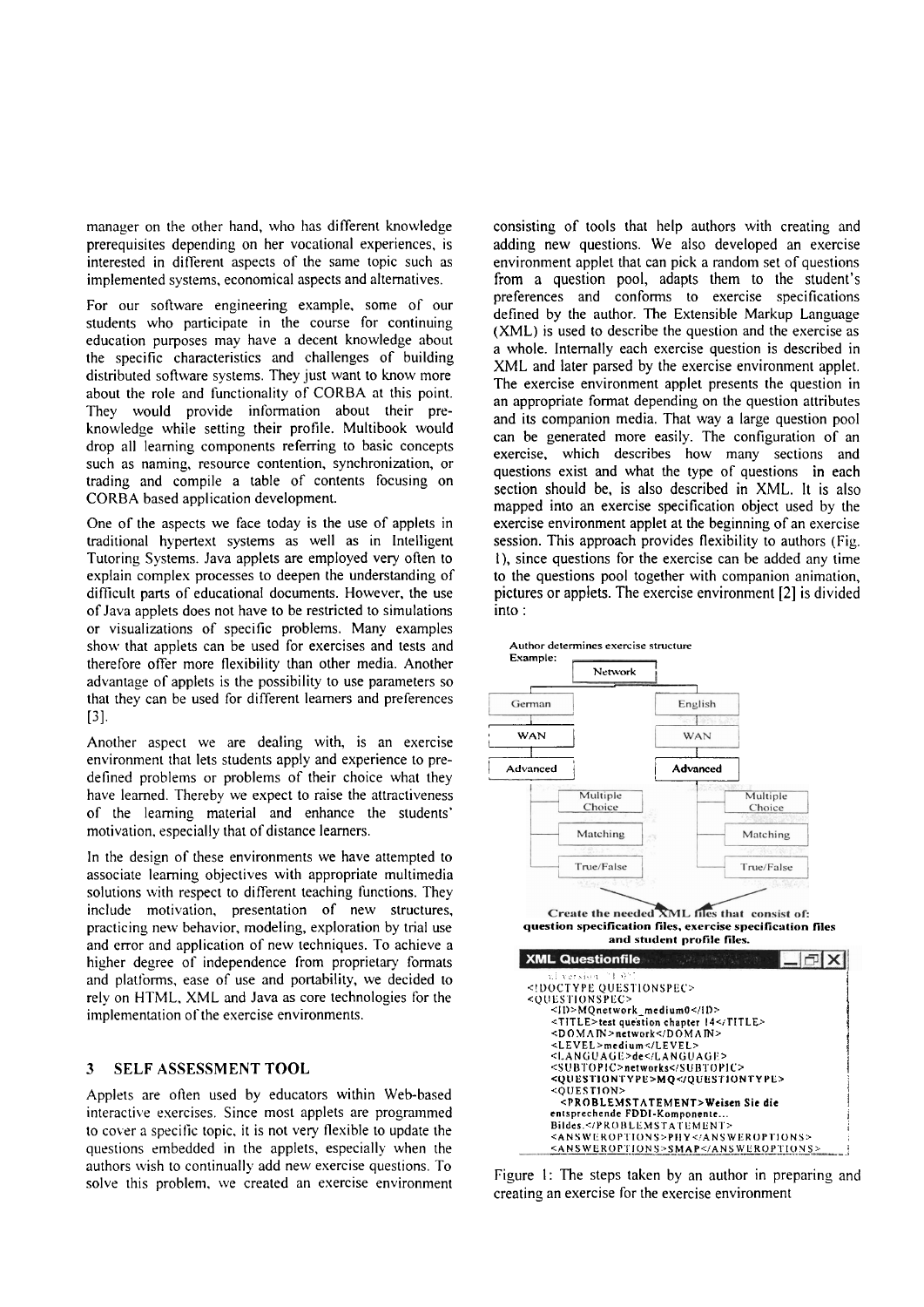manager on the other hand, who has different knowledge prerequisites depending on her vocational experiences, is interested in different aspects of the same topic such as implemented systems, economical aspects and alternatives.

For our software engineering example, some of our students who participate in the course for continuing education purposes may have a decent knowledge about the specific characteristics and challenges of building distributed software systems. They just want to know more about the role and functionality of CORBA at this point. They would provide information about their pre-knowledge while setting their profile. Multibook would drop all learning components referring to basic concepts such as naming, resource contention, synchronization, or trading and compile a table of contents focusing on CORBA based application development.

One of the aspects we face today is the use of applets in traditional hypertext systems as well as in Intelligent Tutoring Systems. Java applets are employed very often to explain complex processes to deepen the understanding of difficult parts of educational documents. However, the use of Java applets does not have to be restricted to simulations or visualizations of specific problems. Many examples show that applets can be used for exercises and tests and therefore offer more flexibility than other media. Another advantage of applets is the possibility to use parameters so that they can be used for different learners and preferences [3].

Another aspect we are dealing with, is an exercise environment that lets students apply and experience to pre-defined problems or problems of their choice what they have learned. Thereby we expect to raise the attractiveness of the learning material and enhance the students' motivation, especially that of distance learners.

In the design of these environments we have attempted to associate learning objectives with appropriate multimedia solutions with respect to different teaching functions. They include motivation, presentation of new structures, practicing new behavior, modeling, exploration by trial use and error and application of new techniques. To achieve a higher degree of independence from proprietary formats and platforms, ease of use and portability, we decided to rely on HTML, XML and Java as core technologies for the implementation of the exercise environments.

## 3 SELF ASSESSMENT TOOL

Applets are often used by educators within Web-based interactive exercises. Since most applets are programmed to cover a specific topic, it is not very flexible to update the questions embedded in the applets, especially when the authors wish to continually add new exercise questions. To solve this problem, we created an exercise environment consisting of tools that help authors with creating and adding new questions. We also developed an exercise environment applet that can pick a random set of questions from a question pool, adapts them to the student's preferences and conforms to exercise specifications defined by the author. The Extensible Markup Language (XML) is used to describe the question and the exercise as a whole. Internally each exercise question is described in XML and later parsed by the exercise environment applet. The exercise environment applet presents the question in an appropriate format depending on the question attributes and its companion media. That way a large question pool can be generated more easily. The configuration of an exercise, which describes how many sections and questions exist and what the type of questions in each section should be, is also described in XML. It is also mapped into an exercise specification object used by the exercise environment applet at the beginning of an exercise session. This approach provides flexibility to authors (Fig. 1), since questions for the exercise can be added any time to the questions pool together with companion animation, pictures or applets. The exercise environment [2] is divided into :

Author determines exercise structure
Example:
Network
German
English
WAN
WAN
Advanced
Advanced
Multiple Choice
Multiple Choice
Matching
Matching
True/False
True/False

Create the needed XML files that consist of: question specification files, exercise specification files and student profile files.

XML Questionfile

```
<!DOCTYPE QUESTIONSPEC>
<QUESTIONSPEC>
  <ID>MQnetwork_medium0</ID>
  <TITLE>test question chapter 14</TITLE>
  <DOMAIN>network</DOMAIN>
  <LEVEL>medium</LEVEL>
  <LANGUAGE>de</LANGUAGE>
  <SUBTOPIC>networks</SUBTOPIC>
  <QUESTIONTYPE>MQ</QUESTIONTYPE>
  <QUESTION>
    <PROBLEMSTATEMENT>Weisen Sie die entsprechende FDDI-Komponente... Bildes.</PROBLEMSTATEMENT>
    <ANSWEROPTIONS>PHY</ANSWEROPTIONS>
    <ANSWEROPTIONS>SMAP</ANSWEROPTIONS>
```

Figure 1: The steps taken by an author in preparing and creating an exercise for the exercise environment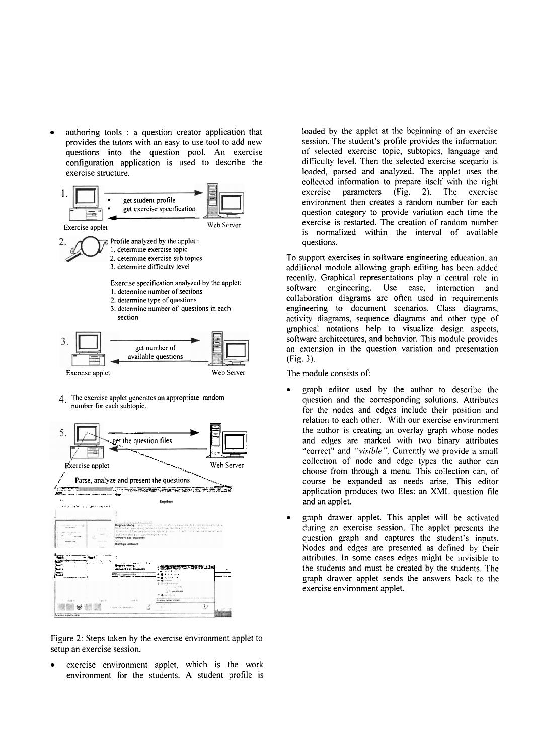- authoring tools : a question creator application that provides the tutors with an easy to use tool to add new questions into the question pool. An exercise configuration application is used to describe the exercise structure.

1. Exercise applet → Web Server
   - get student profile
   - get exercise specification

2. Profile analyzed by the applet :
   1. determine exercise topic
   2. determine exercise sub topics
   3. determine difficulty level

   Exercise specification analyzed by the applet:
   1. determine number of sections
   2. determine type of questions
   3. determine number of questions in each section

3. Exercise applet → Web Server: get number of available questions

4. The exercise applet generates an appropriate random number for each subtopic.

5. Exercise applet → Web Server: get the question files

   Parse, analyze and present the questions

Figure 2: Steps taken by the exercise environment applet to setup an exercise session.

- exercise environment applet, which is the work environment for the students. A student profile is loaded by the applet at the beginning of an exercise session. The student's profile provides the information of selected exercise topic, subtopics, language and difficulty level. Then the selected exercise scenario is loaded, parsed and analyzed. The applet uses the collected information to prepare itself with the right exercise parameters (Fig. 2). The exercise environment then creates a random number for each question category to provide variation each time the exercise is restarted. The creation of random number is normalized within the interval of available questions.

To support exercises in software engineering education, an additional module allowing graph editing has been added recently. Graphical representations play a central role in software engineering. Use case, interaction and collaboration diagrams are often used in requirements engineering to document scenarios. Class diagrams, activity diagrams, sequence diagrams and other type of graphical notations help to visualize design aspects, software architectures, and behavior. This module provides an extension in the question variation and presentation (Fig. 3).

The module consists of:

- graph editor used by the author to describe the question and the corresponding solutions. Attributes for the nodes and edges include their position and relation to each other. With our exercise environment the author is creating an overlay graph whose nodes and edges are marked with two binary attributes "correct" and "*visible*". Currently we provide a small collection of node and edge types the author can choose from through a menu. This collection can, of course be expanded as needs arise. This editor application produces two files: an XML question file and an applet.

- graph drawer applet. This applet will be activated during an exercise session. The applet presents the question graph and captures the student's inputs. Nodes and edges are presented as defined by their attributes. In some cases edges might be invisible to the students and must be created by the students. The graph drawer applet sends the answers back to the exercise environment applet.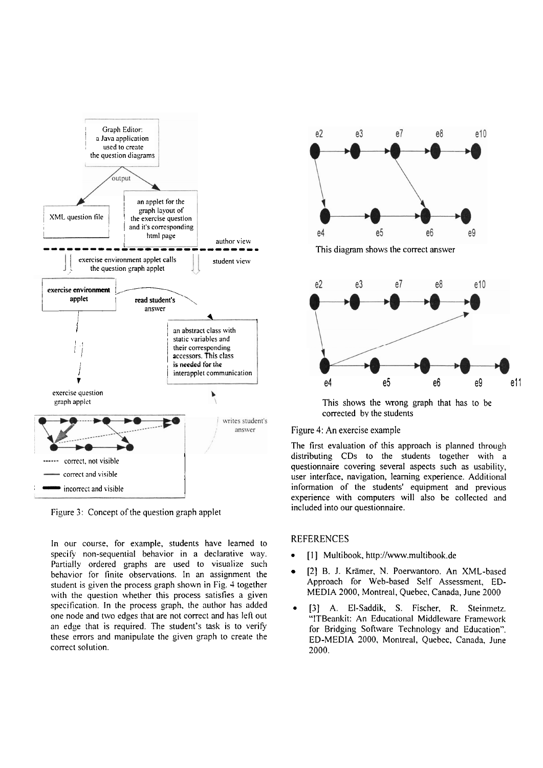Graph Editor: a Java application used to create the question diagrams

output

XML question file

an applet for the graph layout of the exercise question and it's corresponding html page

author view

exercise environment applet calls the question graph applet

student view

**exercise environment applet**

**read student's answer**

an abstract class with static variables and their corresponding accessors. This class is needed for the interapplet communication

exercise question graph applet

writes student's answer

------ correct, not visible

—— correct and visible

▬▬ incorrect and visible

Figure 3: Concept of the question graph applet

In our course, for example, students have learned to specify non-sequential behavior in a declarative way. Partially ordered graphs are used to visualize such behavior for finite observations. In an assignment the student is given the process graph shown in Fig. 4 together with the question whether this process satisfies a given specification. In the process graph, the author has added one node and two edges that are not correct and has left out an edge that is required. The student's task is to verify these errors and manipulate the given graph to create the correct solution.

e2 e3 e7 e8 e10

e4 e5 e6 e9

This diagram shows the correct answer

e2 e3 e7 e8 e10

e4 e5 e6 e9 e11

This shows the wrong graph that has to be corrected by the students

Figure 4: An exercise example

The first evaluation of this approach is planned through distributing CDs to the students together with a questionnaire covering several aspects such as usability, user interface, navigation, learning experience. Additional information of the students' equipment and previous experience with computers will also be collected and included into our questionnaire.

## REFERENCES

- [1] Multibook, http://www.multibook.de
- [2] B. J. Krämer, N. Poerwantoro. An XML-based Approach for Web-based Self Assessment, ED-MEDIA 2000, Montreal, Quebec, Canada, June 2000
- [3] A. El-Saddik, S. Fischer, R. Steinmetz. "ITBeankit: An Educational Middleware Framework for Bridging Software Technology and Education". ED-MEDIA 2000, Montreal, Quebec, Canada, June 2000.